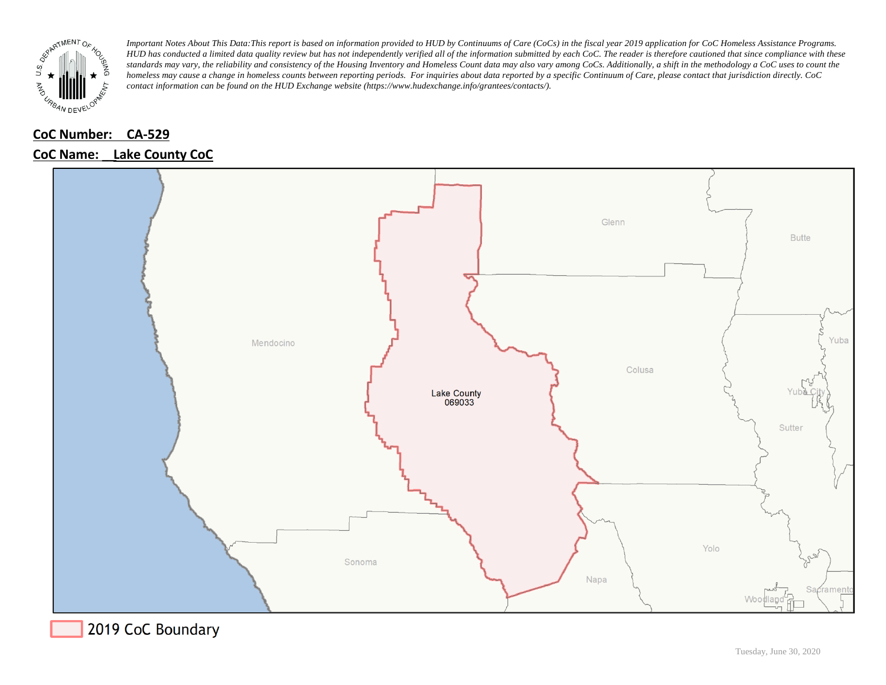*Important Notes About This Data:This report is based on information provided to HUD by Continuums of Care (CoCs) in the fiscal year 2019 application for CoC Homeless Assistance Programs. HUD has conducted a limited data quality review but has not independently verified all of the information submitted by each CoC. The reader is therefore cautioned that since compliance with these standards may vary, the reliability and consistency of the Housing Inventory and Homeless Count data may also vary among CoCs. Additionally, a shift in the methodology a CoC uses to count the homeless may cause a change in homeless counts between reporting periods. For inquiries about data reported by a specific Continuum of Care, please contact that jurisdiction directly. CoC contact information can be found on the HUD Exchange website (https://www.hudexchange.info/grantees/contacts/).*

**CoC Number: CA-529**

**CoC Name: Lake County CoC**

Mendocino

Glenn

Butte

Colusa

Yuba

Yuba City

Sutter

Lake County
069033

Sonoma

Napa

Yolo

Woodland

Sacramento

2019 CoC Boundary

Tuesday, June 30, 2020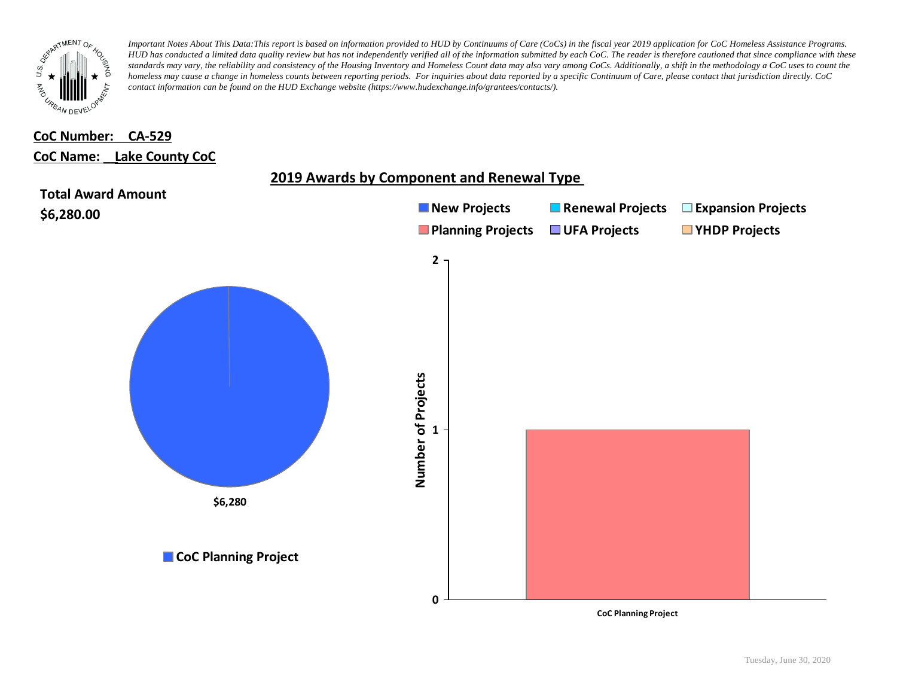*Important Notes About This Data:This report is based on information provided to HUD by Continuums of Care (CoCs) in the fiscal year 2019 application for CoC Homeless Assistance Programs. HUD has conducted a limited data quality review but has not independently verified all of the information submitted by each CoC. The reader is therefore cautioned that since compliance with these standards may vary, the reliability and consistency of the Housing Inventory and Homeless Count data may also vary among CoCs. Additionally, a shift in the methodology a CoC uses to count the homeless may cause a change in homeless counts between reporting periods. For inquiries about data reported by a specific Continuum of Care, please contact that jurisdiction directly. CoC contact information can be found on the HUD Exchange website (https://www.hudexchange.info/grantees/contacts/).*

**CoC Number: CA-529**

**CoC Name: Lake County CoC**

## 2019 Awards by Component and Renewal Type

**Total Award Amount**

**$6,280.00**

$6,280

CoC Planning Project

New Projects | Renewal Projects | Expansion Projects | Planning Projects | UFA Projects | YHDP Projects

Number of Projects

2

1

0

CoC Planning Project

Tuesday, June 30, 2020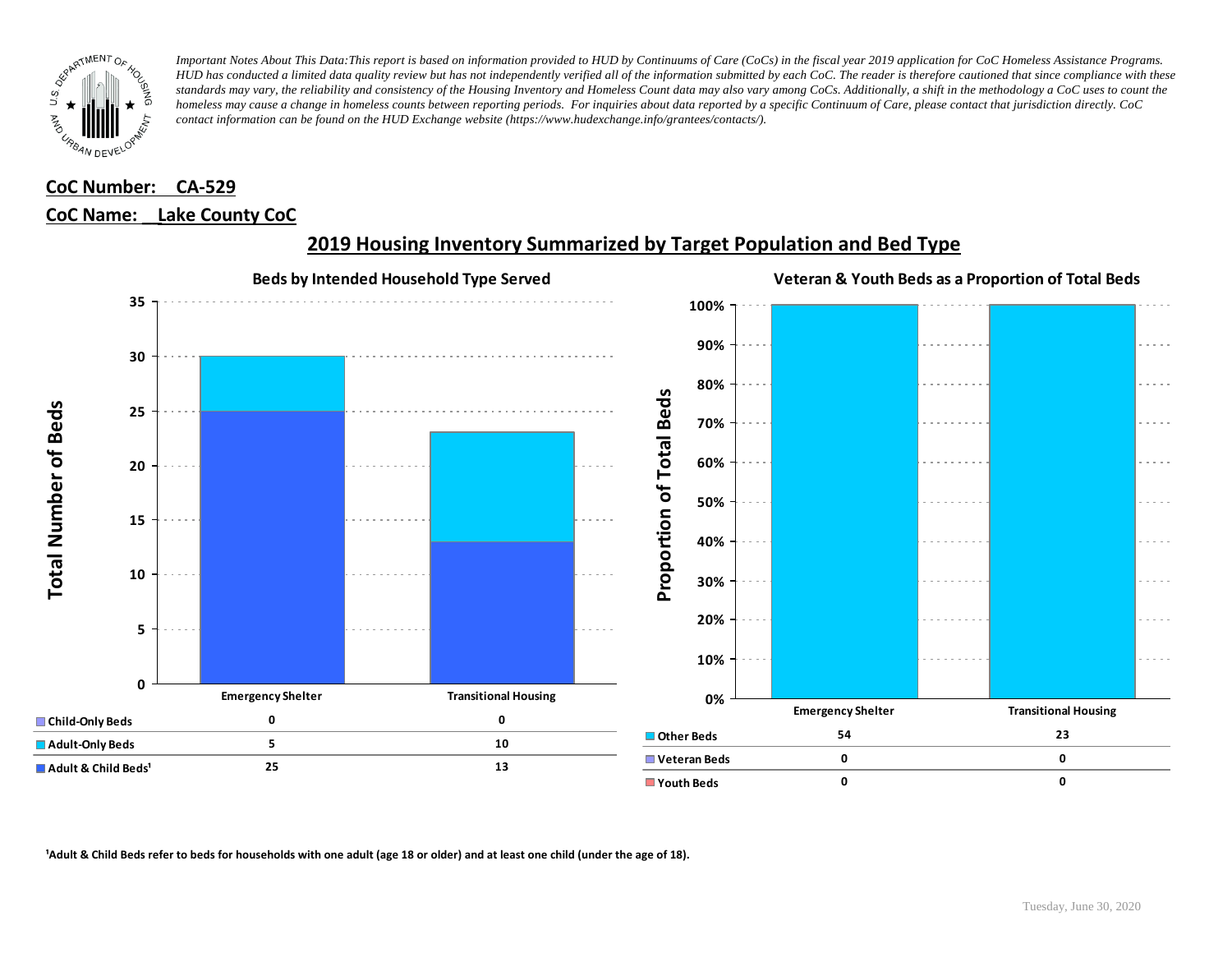*Important Notes About This Data:This report is based on information provided to HUD by Continuums of Care (CoCs) in the fiscal year 2019 application for CoC Homeless Assistance Programs. HUD has conducted a limited data quality review but has not independently verified all of the information submitted by each CoC. The reader is therefore cautioned that since compliance with these standards may vary, the reliability and consistency of the Housing Inventory and Homeless Count data may also vary among CoCs. Additionally, a shift in the methodology a CoC uses to count the homeless may cause a change in homeless counts between reporting periods. For inquiries about data reported by a specific Continuum of Care, please contact that jurisdiction directly. CoC contact information can be found on the HUD Exchange website (https://www.hudexchange.info/grantees/contacts/).*

**CoC Number: CA-529**

**CoC Name: Lake County CoC**

## 2019 Housing Inventory Summarized by Target Population and Bed Type

### Beds by Intended Household Type Served

| | Emergency Shelter | Transitional Housing |
|---|---|---|
| Child-Only Beds | 0 | 0 |
| Adult-Only Beds | 5 | 10 |
| Adult & Child Beds[1] | 25 | 13 |

### Veteran & Youth Beds as a Proportion of Total Beds

| | Emergency Shelter | Transitional Housing |
|---|---|---|
| Other Beds | 54 | 23 |
| Veteran Beds | 0 | 0 |
| Youth Beds | 0 | 0 |

[1]Adult & Child Beds refer to beds for households with one adult (age 18 or older) and at least one child (under the age of 18).

Tuesday, June 30, 2020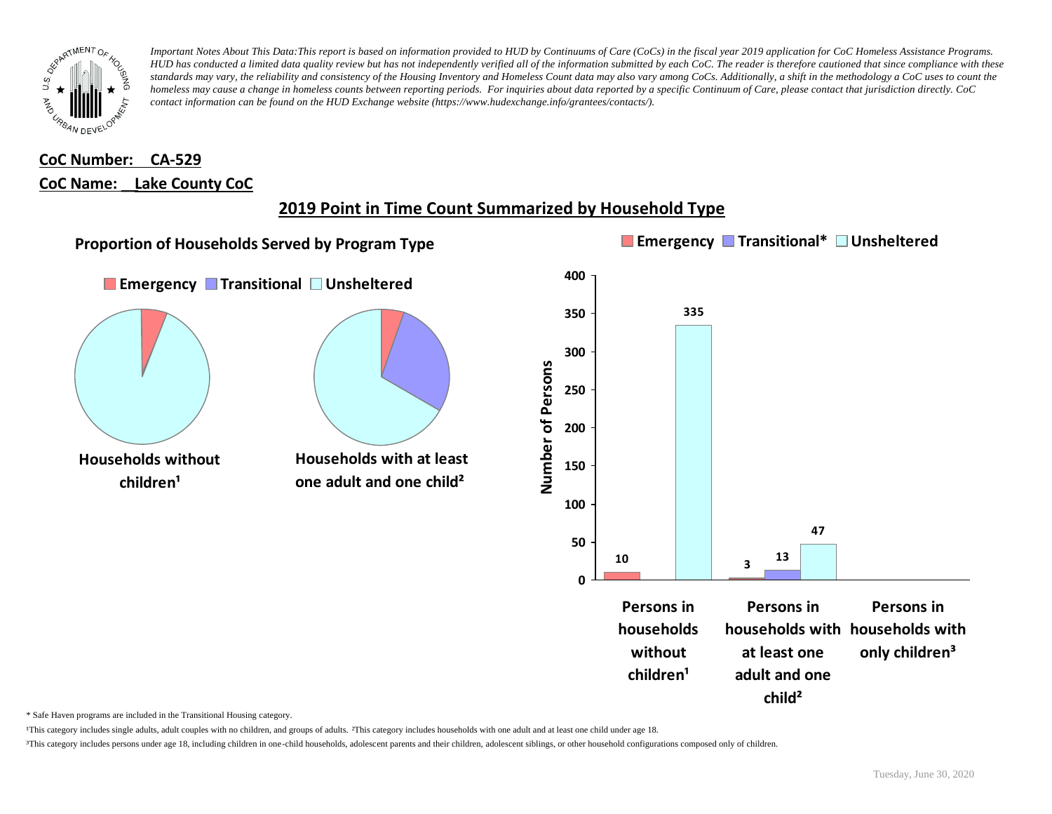*Important Notes About This Data:This report is based on information provided to HUD by Continuums of Care (CoCs) in the fiscal year 2019 application for CoC Homeless Assistance Programs. HUD has conducted a limited data quality review but has not independently verified all of the information submitted by each CoC. The reader is therefore cautioned that since compliance with these standards may vary, the reliability and consistency of the Housing Inventory and Homeless Count data may also vary among CoCs. Additionally, a shift in the methodology a CoC uses to count the homeless may cause a change in homeless counts between reporting periods. For inquiries about data reported by a specific Continuum of Care, please contact that jurisdiction directly. CoC contact information can be found on the HUD Exchange website (https://www.hudexchange.info/grantees/contacts/).*

**CoC Number: CA-529**

**CoC Name: Lake County CoC**

## 2019 Point in Time Count Summarized by Household Type

### Proportion of Households Served by Program Type

Emergency | Transitional | Unsheltered

**Households without children[1]**

**Households with at least one adult and one child[2]**

Emergency | Transitional* | Unsheltered

| Number of Persons | Emergency | Transitional* | Unsheltered |
| --- | --- | --- | --- |
| Persons in households without children[1] | 10 | | 335 |
| Persons in households with at least one adult and one child[2] | 3 | 13 | 47 |
| Persons in households with only children[3] | | | |

\* Safe Haven programs are included in the Transitional Housing category.

[1]This category includes single adults, adult couples with no children, and groups of adults. [2]This category includes households with one adult and at least one child under age 18.

[3]This category includes persons under age 18, including children in one-child households, adolescent parents and their children, adolescent siblings, or other household configurations composed only of children.

Tuesday, June 30, 2020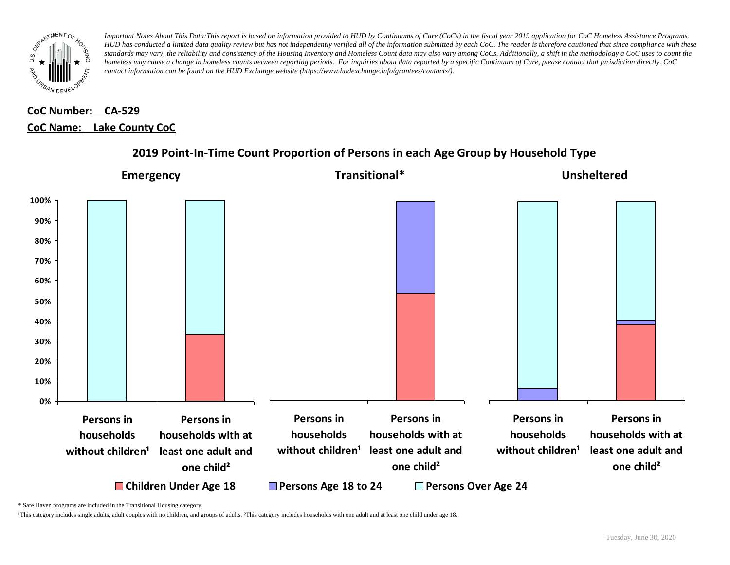*Important Notes About This Data:This report is based on information provided to HUD by Continuums of Care (CoCs) in the fiscal year 2019 application for CoC Homeless Assistance Programs. HUD has conducted a limited data quality review but has not independently verified all of the information submitted by each CoC. The reader is therefore cautioned that since compliance with these standards may vary, the reliability and consistency of the Housing Inventory and Homeless Count data may also vary among CoCs. Additionally, a shift in the methodology a CoC uses to count the homeless may cause a change in homeless counts between reporting periods. For inquiries about data reported by a specific Continuum of Care, please contact that jurisdiction directly. CoC contact information can be found on the HUD Exchange website (https://www.hudexchange.info/grantees/contacts/).*

**CoC Number: CA-529**

**CoC Name: Lake County CoC**

## 2019 Point-In-Time Count Proportion of Persons in each Age Group by Household Type

**Emergency** | **Transitional*** | **Unsheltered**

100%, 90%, 80%, 70%, 60%, 50%, 40%, 30%, 20%, 10%, 0%

Persons in households without children¹ | Persons in households with at least one adult and one child² | Persons in households without children¹ | Persons in households with at least one adult and one child² | Persons in households without children¹ | Persons in households with at least one adult and one child²

Children Under Age 18 | Persons Age 18 to 24 | Persons Over Age 24

\* Safe Haven programs are included in the Transitional Housing category.

¹This category includes single adults, adult couples with no children, and groups of adults. ²This category includes households with one adult and at least one child under age 18.

Tuesday, June 30, 2020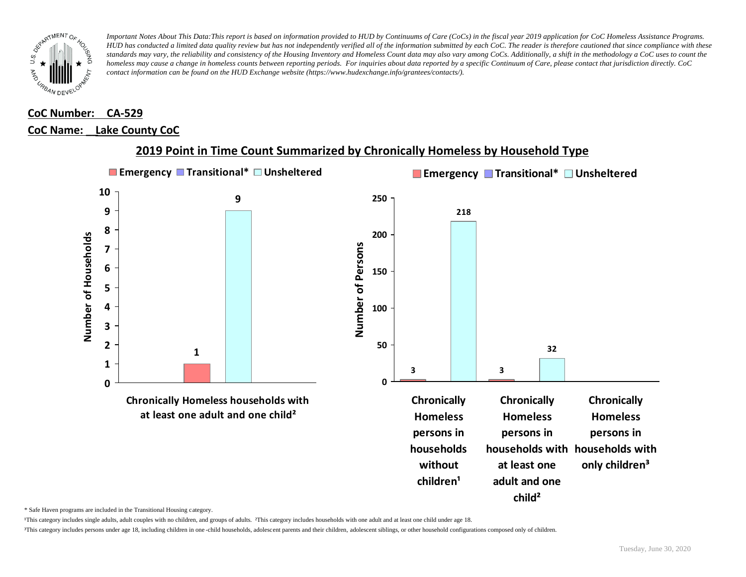*Important Notes About This Data:This report is based on information provided to HUD by Continuums of Care (CoCs) in the fiscal year 2019 application for CoC Homeless Assistance Programs. HUD has conducted a limited data quality review but has not independently verified all of the information submitted by each CoC. The reader is therefore cautioned that since compliance with these standards may vary, the reliability and consistency of the Housing Inventory and Homeless Count data may also vary among CoCs. Additionally, a shift in the methodology a CoC uses to count the homeless may cause a change in homeless counts between reporting periods. For inquiries about data reported by a specific Continuum of Care, please contact that jurisdiction directly. CoC contact information can be found on the HUD Exchange website (https://www.hudexchange.info/grantees/contacts/).*

**CoC Number: CA-529**

**CoC Name: Lake County CoC**

## 2019 Point in Time Count Summarized by Chronically Homeless by Household Type

**Number of Households**

| | Emergency | Transitional* | Unsheltered |
|---|---|---|---|
| Chronically Homeless households with at least one adult and one child² | 1 | | 9 |

**Number of Persons**

| | Emergency | Transitional* | Unsheltered |
|---|---|---|---|
| Chronically Homeless persons in households without children¹ | 3 | | 218 |
| Chronically Homeless persons in households with at least one adult and one child² | 3 | | 32 |
| Chronically Homeless persons in households with only children³ | | | |

\* Safe Haven programs are included in the Transitional Housing category.

¹This category includes single adults, adult couples with no children, and groups of adults. ²This category includes households with one adult and at least one child under age 18.

³This category includes persons under age 18, including children in one-child households, adolescent parents and their children, adolescent siblings, or other household configurations composed only of children.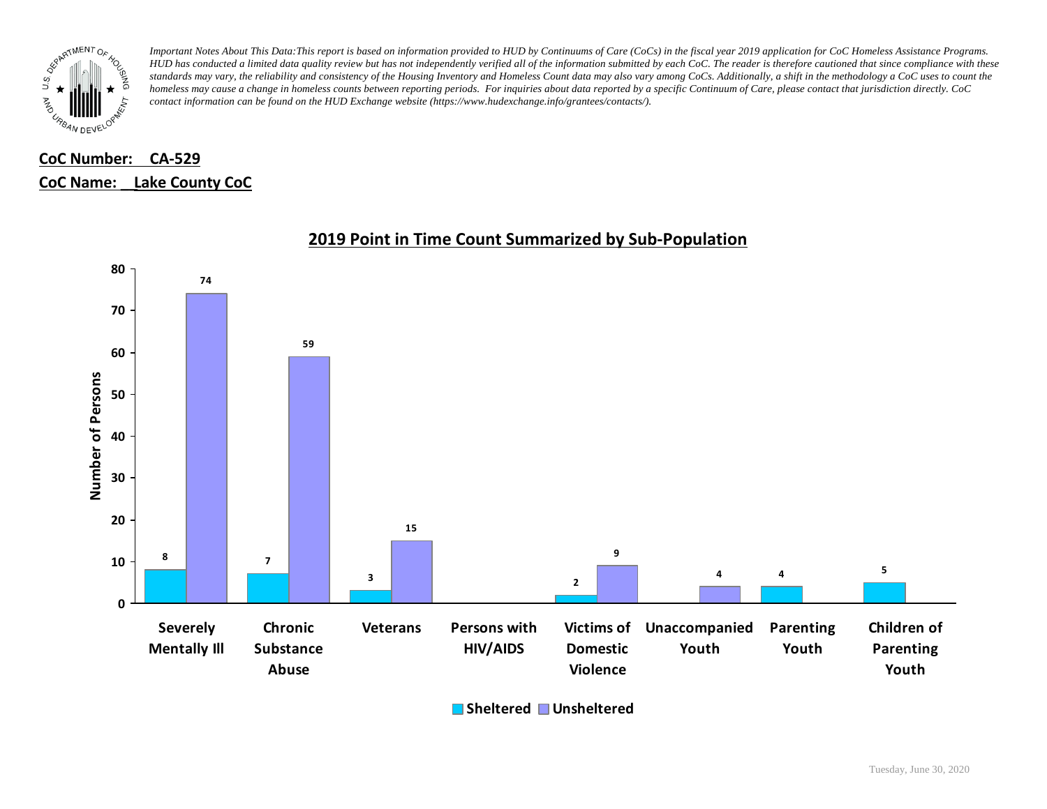*Important Notes About This Data:This report is based on information provided to HUD by Continuums of Care (CoCs) in the fiscal year 2019 application for CoC Homeless Assistance Programs. HUD has conducted a limited data quality review but has not independently verified all of the information submitted by each CoC. The reader is therefore cautioned that since compliance with these standards may vary, the reliability and consistency of the Housing Inventory and Homeless Count data may also vary among CoCs. Additionally, a shift in the methodology a CoC uses to count the homeless may cause a change in homeless counts between reporting periods. For inquiries about data reported by a specific Continuum of Care, please contact that jurisdiction directly. CoC contact information can be found on the HUD Exchange website (https://www.hudexchange.info/grantees/contacts/).*

**CoC Number: CA-529**

**CoC Name: Lake County CoC**

## 2019 Point in Time Count Summarized by Sub-Population

Number of Persons

0
10
20
30
40
50
60
70
80

8
74
7
59
3
15
2
9
4
4
5

Severely Mentally Ill

Chronic Substance Abuse

Veterans

Persons with HIV/AIDS

Victims of Domestic Violence

Unaccompanied Youth

Parenting Youth

Children of Parenting Youth

Sheltered
Unsheltered

Tuesday, June 30, 2020